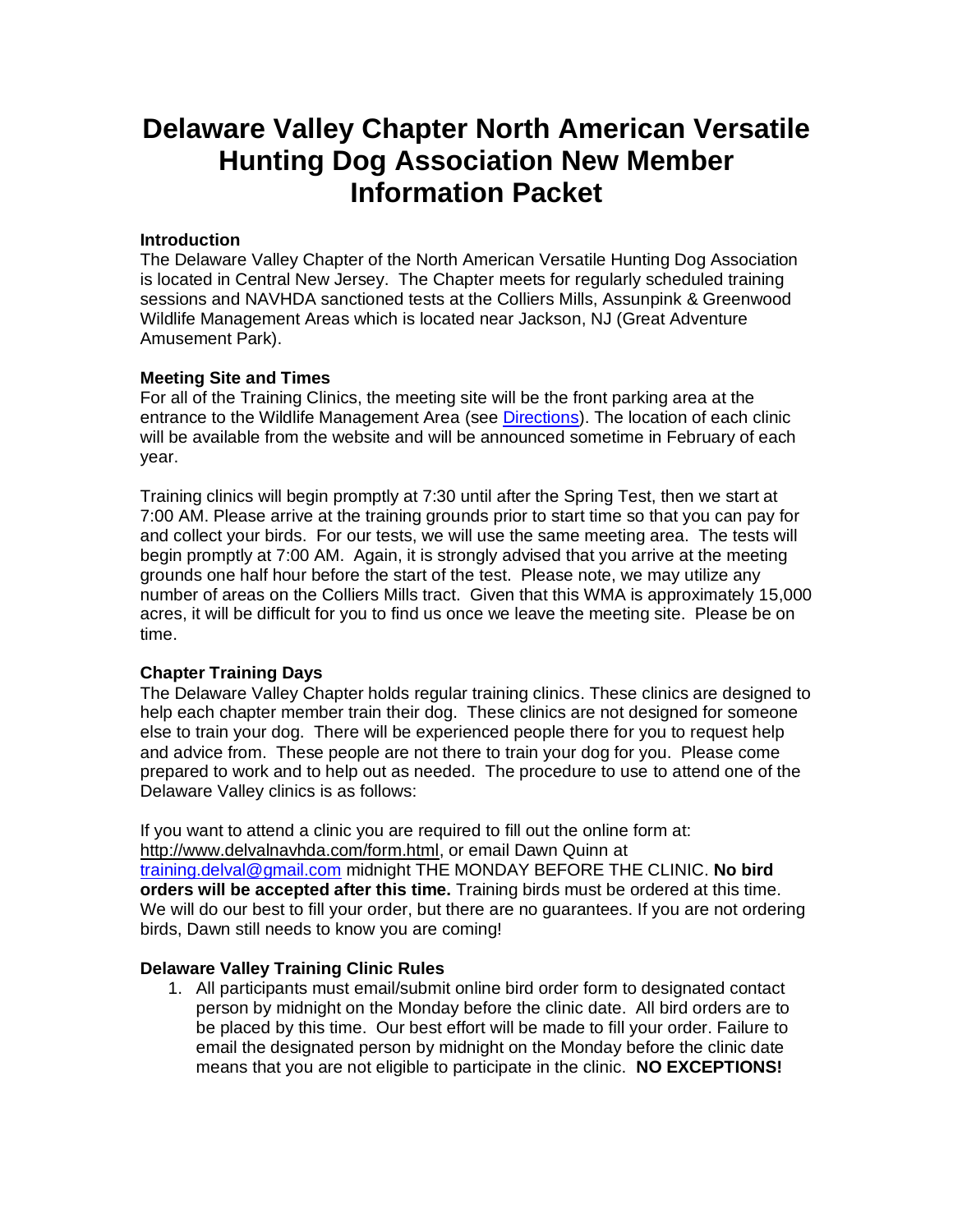# Delaware Valley Chapter North American Versatile Hunting Dog Association New Member Information Packet

**Introduction**

The Delaware Valley Chapter of the North American Versatile Hunting Dog Association is located in Central New Jersey. The Chapter meets for regularly scheduled training sessions and NAVHDA sanctioned tests at the Colliers Mills, Assunpink & Greenwood Wildlife Management Areas which is located near Jackson, NJ (Great Adventure Amusement Park).

**Meeting Site and Times**

For all of the Training Clinics, the meeting site will be the front parking area at the entrance to the Wildlife Management Area (see Directions). The location of each clinic will be available from the website and will be announced sometime in February of each year.

Training clinics will begin promptly at 7:30 until after the Spring Test, then we start at 7:00 AM. Please arrive at the training grounds prior to start time so that you can pay for and collect your birds. For our tests, we will use the same meeting area. The tests will begin promptly at 7:00 AM. Again, it is strongly advised that you arrive at the meeting grounds one half hour before the start of the test. Please note, we may utilize any number of areas on the Colliers Mills tract. Given that this WMA is approximately 15,000 acres, it will be difficult for you to find us once we leave the meeting site. Please be on time.

**Chapter Training Days**

The Delaware Valley Chapter holds regular training clinics. These clinics are designed to help each chapter member train their dog. These clinics are not designed for someone else to train your dog. There will be experienced people there for you to request help and advice from. These people are not there to train your dog for you. Please come prepared to work and to help out as needed. The procedure to use to attend one of the Delaware Valley clinics is as follows:

If you want to attend a clinic you are required to fill out the online form at: http://www.delvalnavhda.com/form.html, or email Dawn Quinn at training.delval@gmail.com midnight THE MONDAY BEFORE THE CLINIC. **No bird orders will be accepted after this time.** Training birds must be ordered at this time. We will do our best to fill your order, but there are no guarantees. If you are not ordering birds, Dawn still needs to know you are coming!

**Delaware Valley Training Clinic Rules**

1. All participants must email/submit online bird order form to designated contact person by midnight on the Monday before the clinic date. All bird orders are to be placed by this time. Our best effort will be made to fill your order. Failure to email the designated person by midnight on the Monday before the clinic date means that you are not eligible to participate in the clinic. **NO EXCEPTIONS!**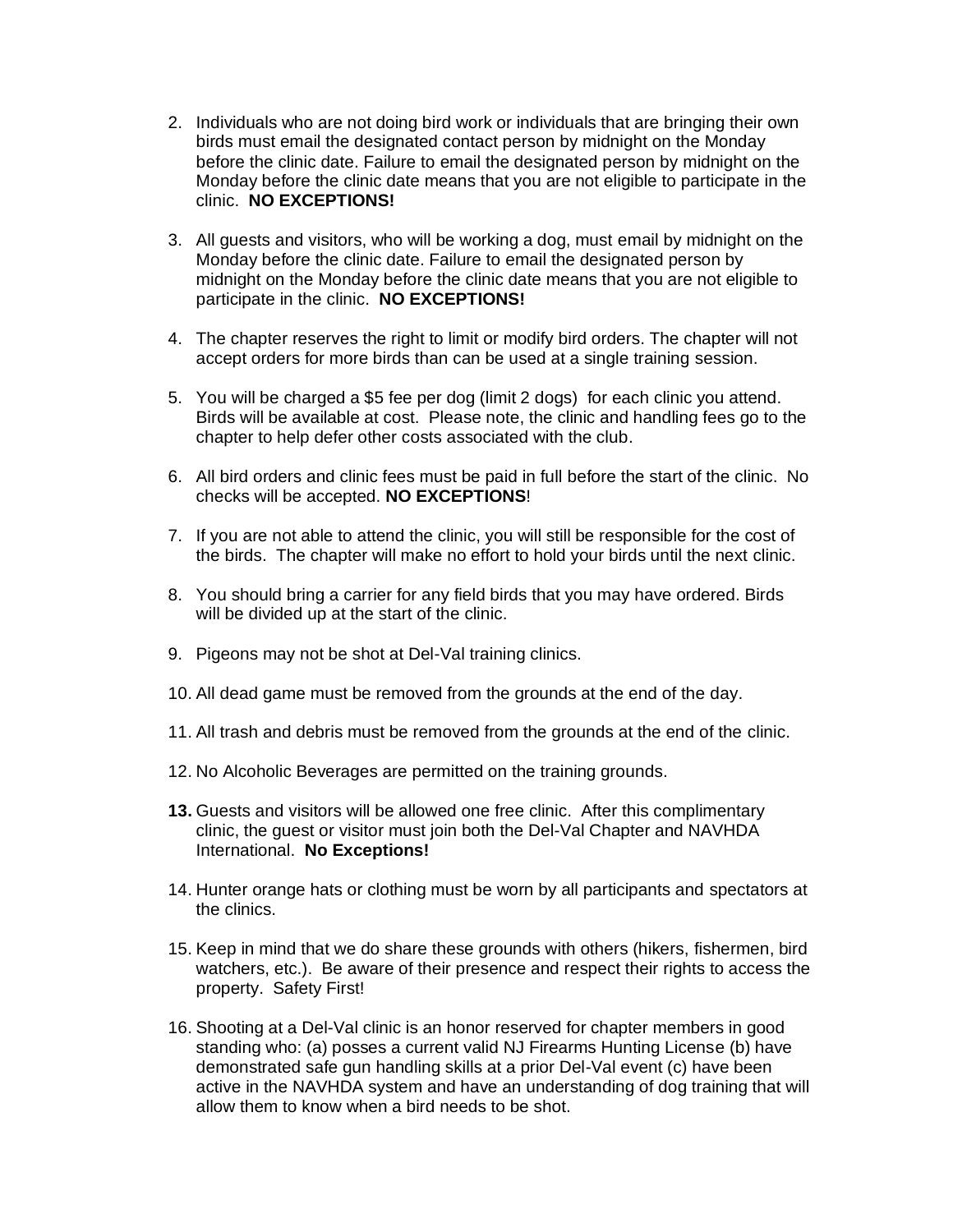2. Individuals who are not doing bird work or individuals that are bringing their own birds must email the designated contact person by midnight on the Monday before the clinic date. Failure to email the designated person by midnight on the Monday before the clinic date means that you are not eligible to participate in the clinic. **NO EXCEPTIONS!**

3. All guests and visitors, who will be working a dog, must email by midnight on the Monday before the clinic date. Failure to email the designated person by midnight on the Monday before the clinic date means that you are not eligible to participate in the clinic. **NO EXCEPTIONS!**

4. The chapter reserves the right to limit or modify bird orders. The chapter will not accept orders for more birds than can be used at a single training session.

5. You will be charged a $5 fee per dog (limit 2 dogs) for each clinic you attend. Birds will be available at cost. Please note, the clinic and handling fees go to the chapter to help defer other costs associated with the club.

6. All bird orders and clinic fees must be paid in full before the start of the clinic. No checks will be accepted. **NO EXCEPTIONS**!

7. If you are not able to attend the clinic, you will still be responsible for the cost of the birds. The chapter will make no effort to hold your birds until the next clinic.

8. You should bring a carrier for any field birds that you may have ordered. Birds will be divided up at the start of the clinic.

9. Pigeons may not be shot at Del-Val training clinics.

10. All dead game must be removed from the grounds at the end of the day.

11. All trash and debris must be removed from the grounds at the end of the clinic.

12. No Alcoholic Beverages are permitted on the training grounds.

**13.** Guests and visitors will be allowed one free clinic. After this complimentary clinic, the guest or visitor must join both the Del-Val Chapter and NAVHDA International. **No Exceptions!**

14. Hunter orange hats or clothing must be worn by all participants and spectators at the clinics.

15. Keep in mind that we do share these grounds with others (hikers, fishermen, bird watchers, etc.). Be aware of their presence and respect their rights to access the property. Safety First!

16. Shooting at a Del-Val clinic is an honor reserved for chapter members in good standing who: (a) posses a current valid NJ Firearms Hunting License (b) have demonstrated safe gun handling skills at a prior Del-Val event (c) have been active in the NAVHDA system and have an understanding of dog training that will allow them to know when a bird needs to be shot.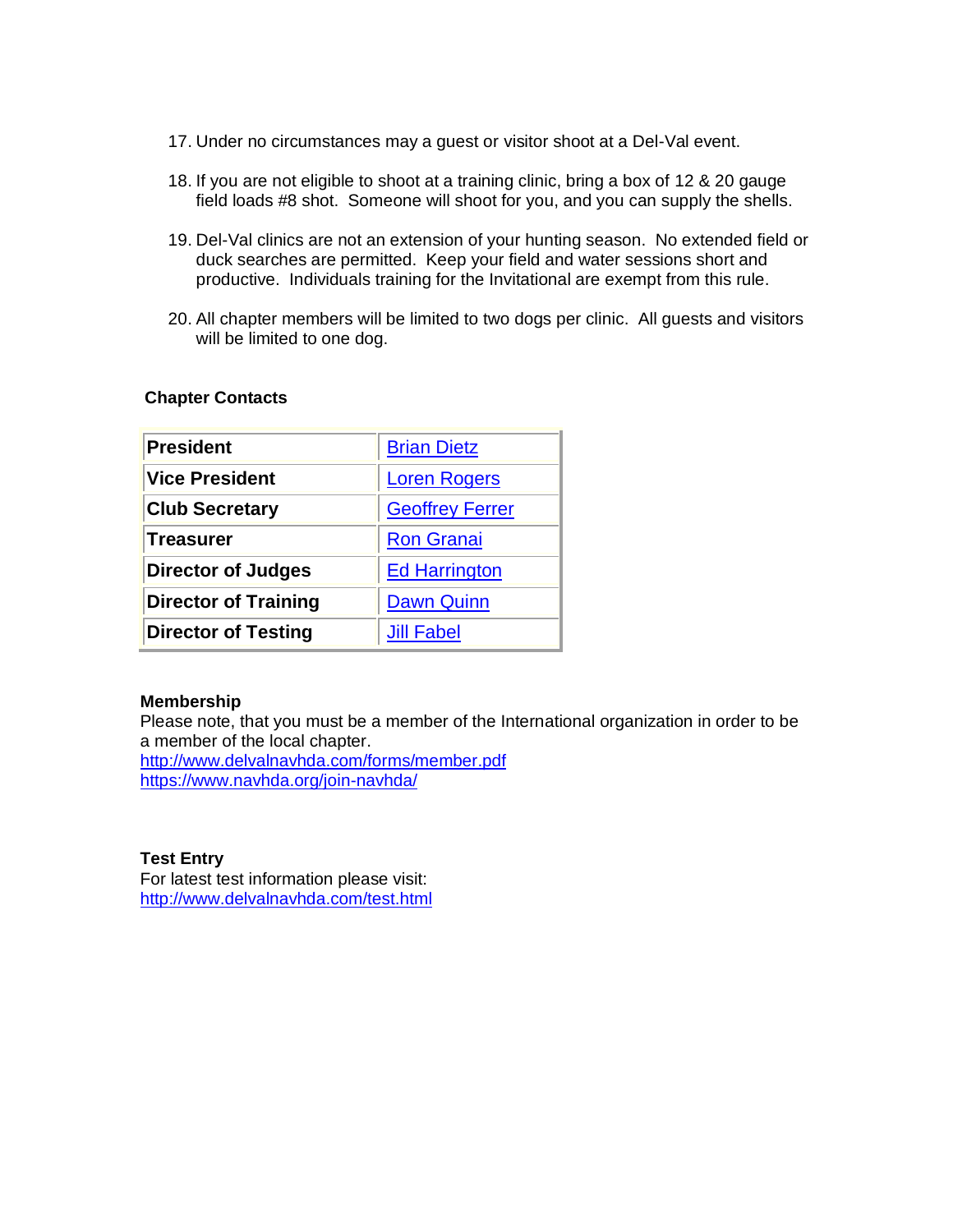17. Under no circumstances may a guest or visitor shoot at a Del-Val event.

18. If you are not eligible to shoot at a training clinic, bring a box of 12 & 20 gauge field loads #8 shot. Someone will shoot for you, and you can supply the shells.

19. Del-Val clinics are not an extension of your hunting season. No extended field or duck searches are permitted. Keep your field and water sessions short and productive. Individuals training for the Invitational are exempt from this rule.

20. All chapter members will be limited to two dogs per clinic. All guests and visitors will be limited to one dog.

**Chapter Contacts**

| | |
|---|---|
| **President** | Brian Dietz |
| **Vice President** | Loren Rogers |
| **Club Secretary** | Geoffrey Ferrer |
| **Treasurer** | Ron Granai |
| **Director of Judges** | Ed Harrington |
| **Director of Training** | Dawn Quinn |
| **Director of Testing** | Jill Fabel |

**Membership**
Please note, that you must be a member of the International organization in order to be a member of the local chapter.
http://www.delvalnavhda.com/forms/member.pdf
https://www.navhda.org/join-navhda/

**Test Entry**
For latest test information please visit:
http://www.delvalnavhda.com/test.html